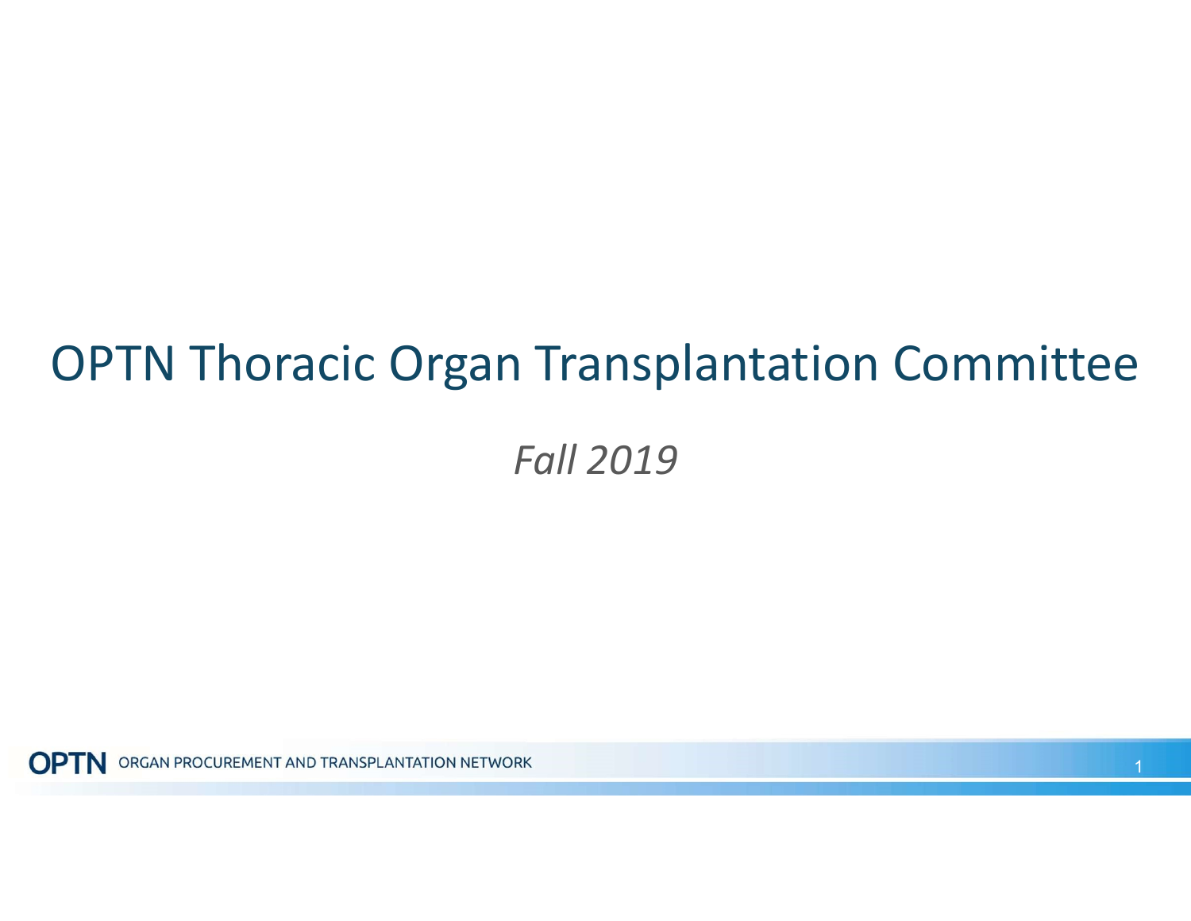# OPTN Thoracic Organ Transplantation Committee

*Fall 2019*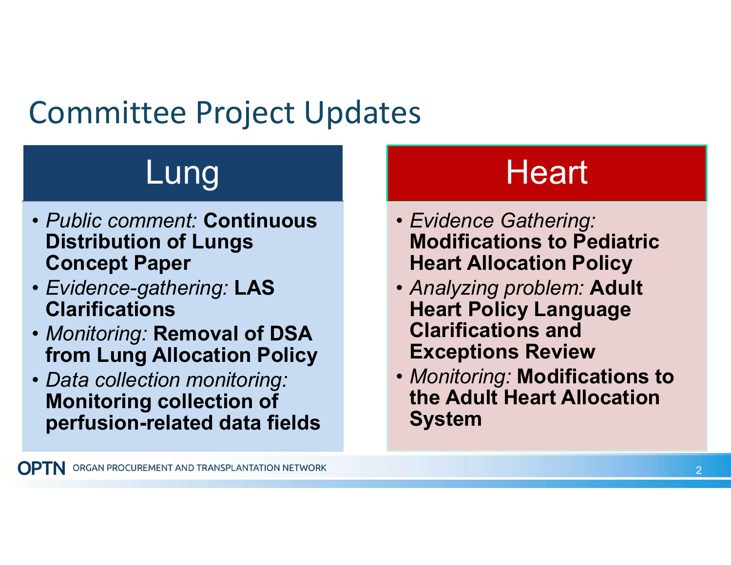# Committee Project Updates

## Lung

- *Public comment:* **Continuous Distribution of Lungs Concept Paper**
- *Evidence-gathering:* **LAS Clarifications**
- *Monitoring:* **Removal of DSA from Lung Allocation Policy**
- *Data collection monitoring:* **Monitoring collection of perfusion-related data fields**

## Heart

- *Evidence Gathering:* **Modifications to Pediatric Heart Allocation Policy**
- *Analyzing problem:* **Adult Heart Policy Language Clarifications and Exceptions Review**
- *Monitoring:* **Modifications to the Adult Heart Allocation System**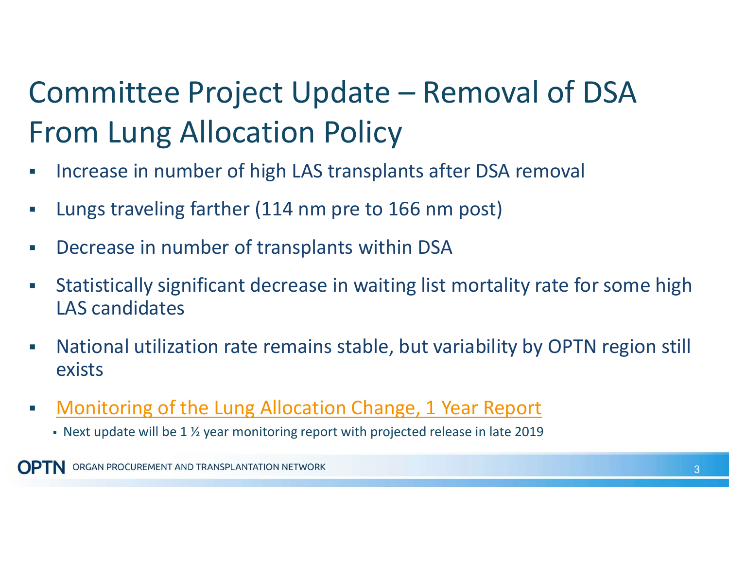# Committee Project Update – Removal of DSA From Lung Allocation Policy

- Increase in number of high LAS transplants after DSA removal
- Lungs traveling farther (114 nm pre to 166 nm post)
- Decrease in number of transplants within DSA
- Statistically significant decrease in waiting list mortality rate for some high LAS candidates
- National utilization rate remains stable, but variability by OPTN region still exists
- Monitoring of the Lung Allocation Change, 1 Year Report
  - Next update will be 1 ½ year monitoring report with projected release in late 2019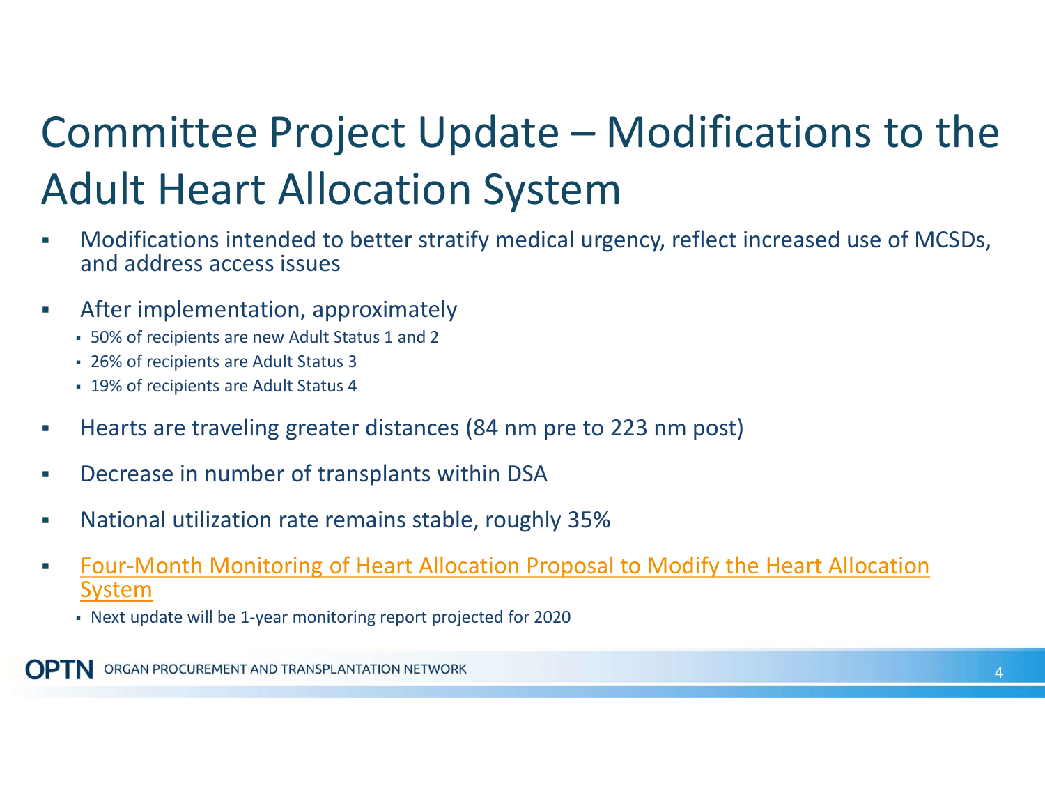# Committee Project Update – Modifications to the Adult Heart Allocation System

- Modifications intended to better stratify medical urgency, reflect increased use of MCSDs, and address access issues
- After implementation, approximately
  - 50% of recipients are new Adult Status 1 and 2
  - 26% of recipients are Adult Status 3
  - 19% of recipients are Adult Status 4
- Hearts are traveling greater distances (84 nm pre to 223 nm post)
- Decrease in number of transplants within DSA
- National utilization rate remains stable, roughly 35%
- Four-Month Monitoring of Heart Allocation Proposal to Modify the Heart Allocation System
  - Next update will be 1-year monitoring report projected for 2020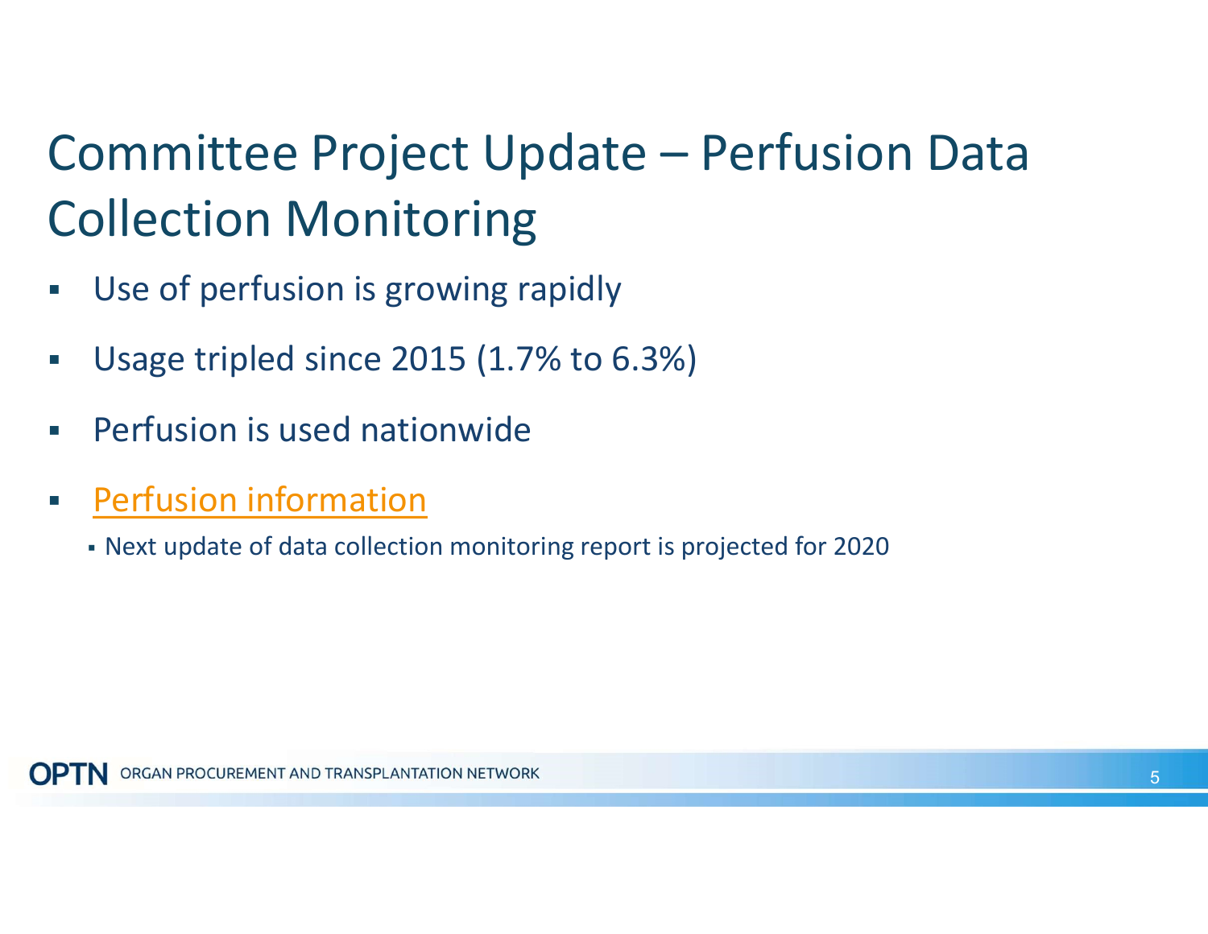# Committee Project Update – Perfusion Data Collection Monitoring

- Use of perfusion is growing rapidly
- Usage tripled since 2015 (1.7% to 6.3%)
- Perfusion is used nationwide
- Perfusion information
  - Next update of data collection monitoring report is projected for 2020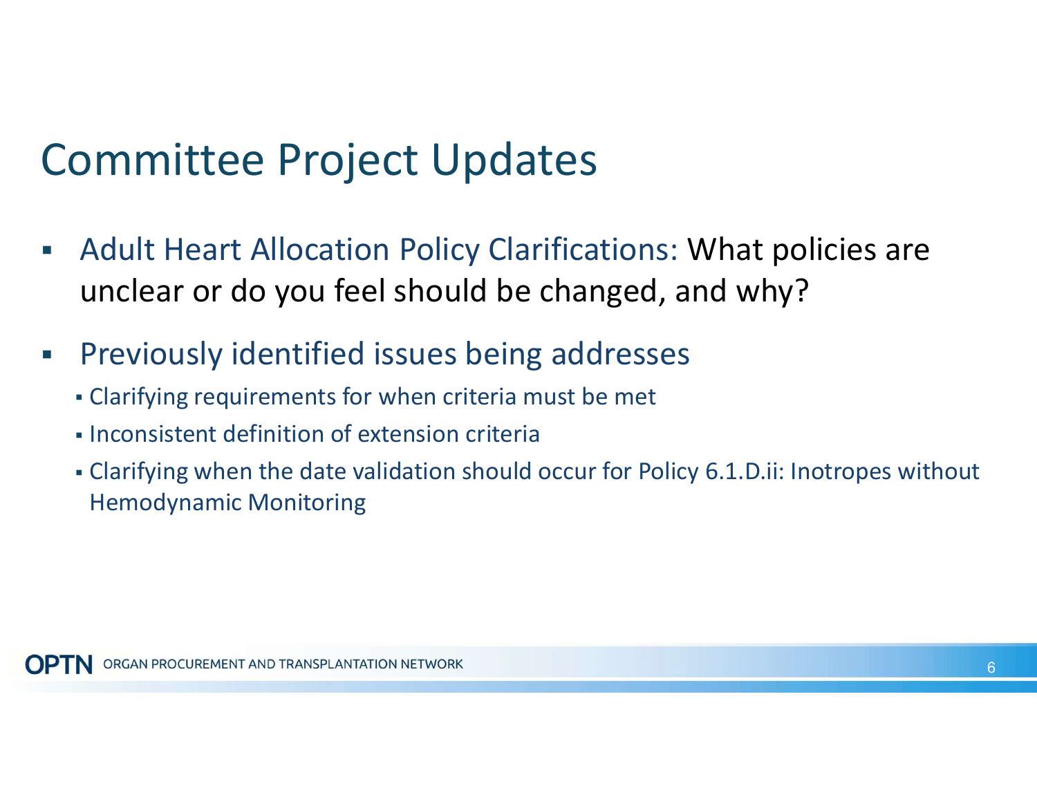# Committee Project Updates

- Adult Heart Allocation Policy Clarifications: What policies are unclear or do you feel should be changed, and why?
- Previously identified issues being addresses
  - Clarifying requirements for when criteria must be met
  - Inconsistent definition of extension criteria
  - Clarifying when the date validation should occur for Policy 6.1.D.ii: Inotropes without Hemodynamic Monitoring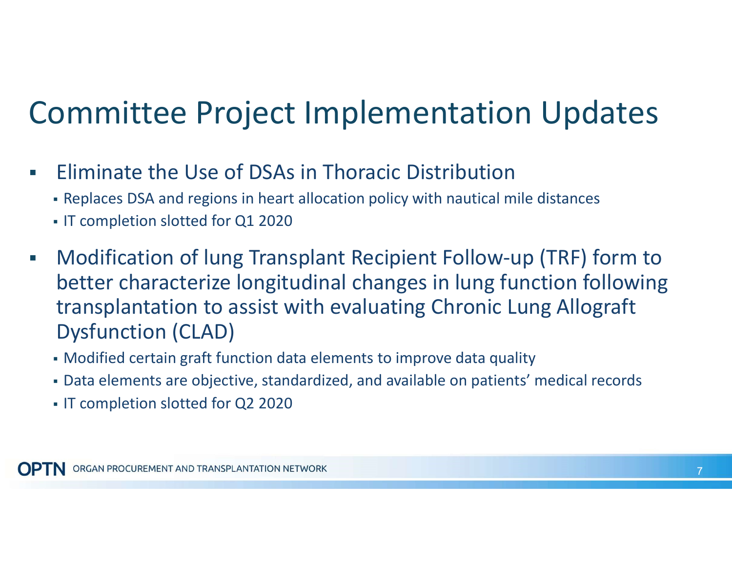# Committee Project Implementation Updates

- Eliminate the Use of DSAs in Thoracic Distribution
  - Replaces DSA and regions in heart allocation policy with nautical mile distances
  - IT completion slotted for Q1 2020
- Modification of lung Transplant Recipient Follow-up (TRF) form to better characterize longitudinal changes in lung function following transplantation to assist with evaluating Chronic Lung Allograft Dysfunction (CLAD)
  - Modified certain graft function data elements to improve data quality
  - Data elements are objective, standardized, and available on patients' medical records
  - IT completion slotted for Q2 2020